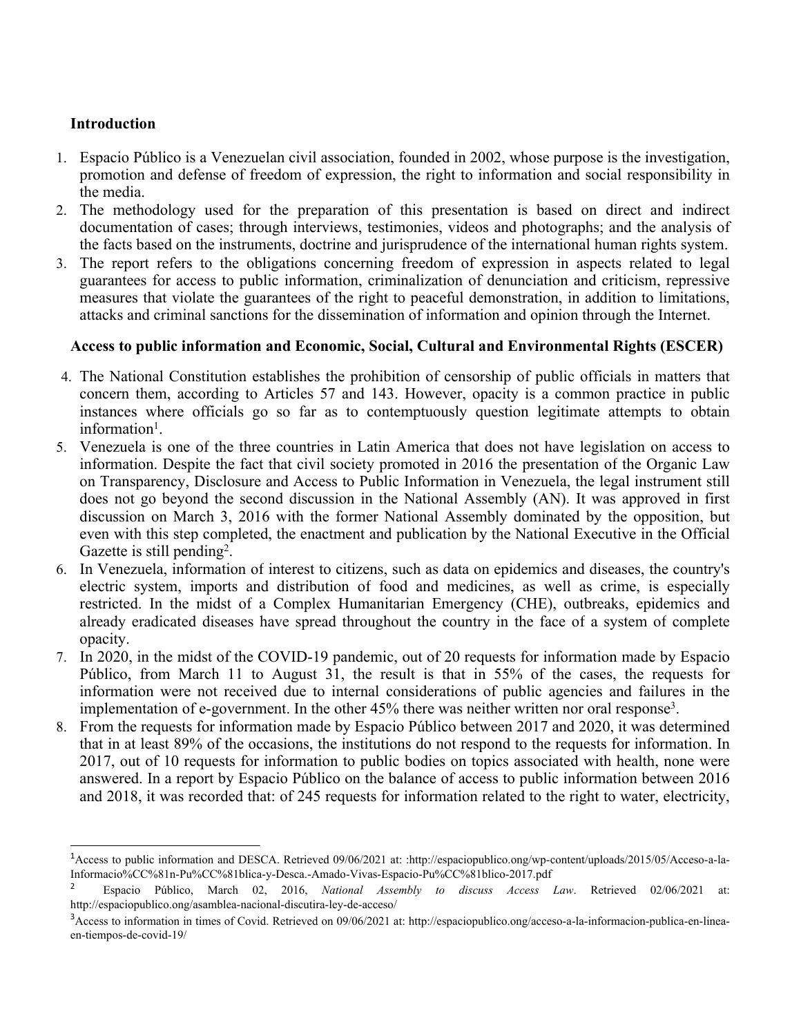**Introduction**

1. Espacio Público is a Venezuelan civil association, founded in 2002, whose purpose is the investigation, promotion and defense of freedom of expression, the right to information and social responsibility in the media.
2. The methodology used for the preparation of this presentation is based on direct and indirect documentation of cases; through interviews, testimonies, videos and photographs; and the analysis of the facts based on the instruments, doctrine and jurisprudence of the international human rights system.
3. The report refers to the obligations concerning freedom of expression in aspects related to legal guarantees for access to public information, criminalization of denunciation and criticism, repressive measures that violate the guarantees of the right to peaceful demonstration, in addition to limitations, attacks and criminal sanctions for the dissemination of information and opinion through the Internet.

**Access to public information and Economic, Social, Cultural and Environmental Rights (ESCER)**

4. The National Constitution establishes the prohibition of censorship of public officials in matters that concern them, according to Articles 57 and 143. However, opacity is a common practice in public instances where officials go so far as to contemptuously question legitimate attempts to obtain information[1].
5. Venezuela is one of the three countries in Latin America that does not have legislation on access to information. Despite the fact that civil society promoted in 2016 the presentation of the Organic Law on Transparency, Disclosure and Access to Public Information in Venezuela, the legal instrument still does not go beyond the second discussion in the National Assembly (AN). It was approved in first discussion on March 3, 2016 with the former National Assembly dominated by the opposition, but even with this step completed, the enactment and publication by the National Executive in the Official Gazette is still pending[2].
6. In Venezuela, information of interest to citizens, such as data on epidemics and diseases, the country's electric system, imports and distribution of food and medicines, as well as crime, is especially restricted. In the midst of a Complex Humanitarian Emergency (CHE), outbreaks, epidemics and already eradicated diseases have spread throughout the country in the face of a system of complete opacity.
7. In 2020, in the midst of the COVID-19 pandemic, out of 20 requests for information made by Espacio Público, from March 11 to August 31, the result is that in 55% of the cases, the requests for information were not received due to internal considerations of public agencies and failures in the implementation of e-government. In the other 45% there was neither written nor oral response[3].
8. From the requests for information made by Espacio Público between 2017 and 2020, it was determined that in at least 89% of the occasions, the institutions do not respond to the requests for information. In 2017, out of 10 requests for information to public bodies on topics associated with health, none were answered. In a report by Espacio Público on the balance of access to public information between 2016 and 2018, it was recorded that: of 245 requests for information related to the right to water, electricity,

---

[1] Access to public information and DESCA. Retrieved 09/06/2021 at: :http://espaciopublico.ong/wp-content/uploads/2015/05/Acceso-a-la-Informacio%CC%81n-Pu%CC%81blica-y-Desca.-Amado-Vivas-Espacio-Pu%CC%81blico-2017.pdf

[2] Espacio Público, March 02, 2016, *National Assembly to discuss Access Law*. Retrieved 02/06/2021 at: http://espaciopublico.ong/asamblea-nacional-discutira-ley-de-acceso/

[3] Access to information in times of Covid. Retrieved on 09/06/2021 at: http://espaciopublico.ong/acceso-a-la-informacion-publica-en-linea-en-tiempos-de-covid-19/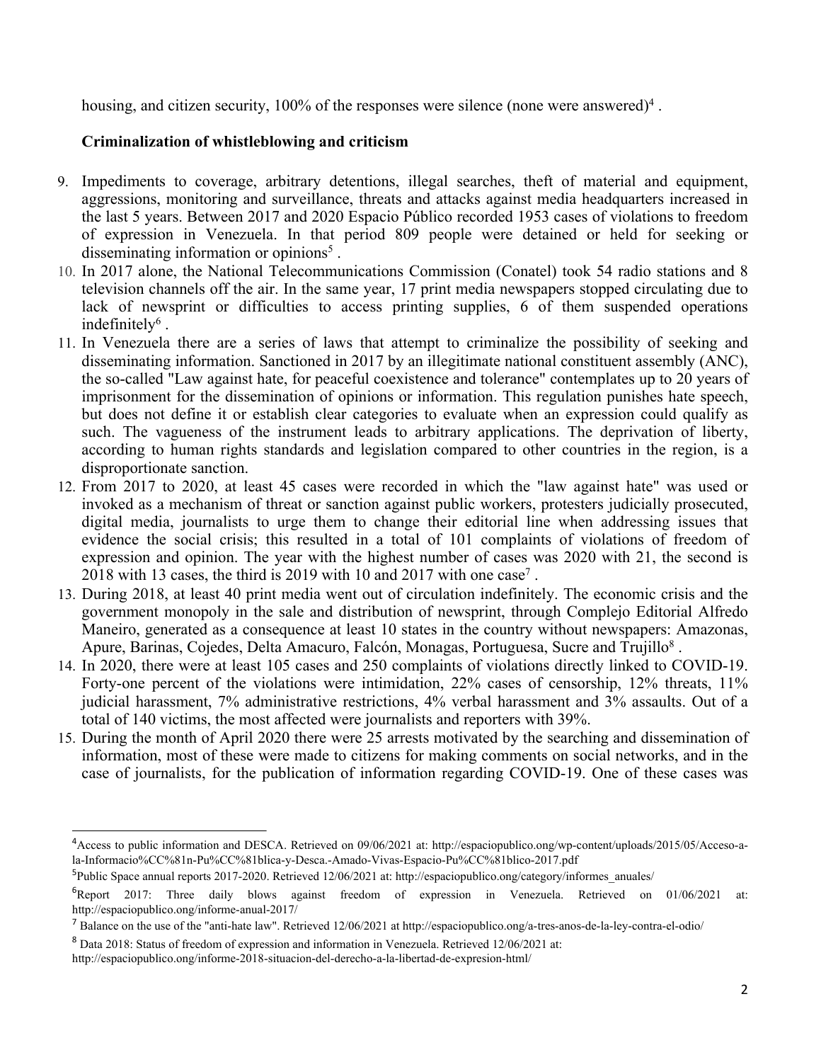housing, and citizen security, 100% of the responses were silence (none were answered)[4] .

**Criminalization of whistleblowing and criticism**

9. Impediments to coverage, arbitrary detentions, illegal searches, theft of material and equipment, aggressions, monitoring and surveillance, threats and attacks against media headquarters increased in the last 5 years. Between 2017 and 2020 Espacio Público recorded 1953 cases of violations to freedom of expression in Venezuela. In that period 809 people were detained or held for seeking or disseminating information or opinions[5] .
10. In 2017 alone, the National Telecommunications Commission (Conatel) took 54 radio stations and 8 television channels off the air. In the same year, 17 print media newspapers stopped circulating due to lack of newsprint or difficulties to access printing supplies, 6 of them suspended operations indefinitely[6] .
11. In Venezuela there are a series of laws that attempt to criminalize the possibility of seeking and disseminating information. Sanctioned in 2017 by an illegitimate national constituent assembly (ANC), the so-called "Law against hate, for peaceful coexistence and tolerance" contemplates up to 20 years of imprisonment for the dissemination of opinions or information. This regulation punishes hate speech, but does not define it or establish clear categories to evaluate when an expression could qualify as such. The vagueness of the instrument leads to arbitrary applications. The deprivation of liberty, according to human rights standards and legislation compared to other countries in the region, is a disproportionate sanction.
12. From 2017 to 2020, at least 45 cases were recorded in which the "law against hate" was used or invoked as a mechanism of threat or sanction against public workers, protesters judicially prosecuted, digital media, journalists to urge them to change their editorial line when addressing issues that evidence the social crisis; this resulted in a total of 101 complaints of violations of freedom of expression and opinion. The year with the highest number of cases was 2020 with 21, the second is 2018 with 13 cases, the third is 2019 with 10 and 2017 with one case[7] .
13. During 2018, at least 40 print media went out of circulation indefinitely. The economic crisis and the government monopoly in the sale and distribution of newsprint, through Complejo Editorial Alfredo Maneiro, generated as a consequence at least 10 states in the country without newspapers: Amazonas, Apure, Barinas, Cojedes, Delta Amacuro, Falcón, Monagas, Portuguesa, Sucre and Trujillo[8] .
14. In 2020, there were at least 105 cases and 250 complaints of violations directly linked to COVID-19. Forty-one percent of the violations were intimidation, 22% cases of censorship, 12% threats, 11% judicial harassment, 7% administrative restrictions, 4% verbal harassment and 3% assaults. Out of a total of 140 victims, the most affected were journalists and reporters with 39%.
15. During the month of April 2020 there were 25 arrests motivated by the searching and dissemination of information, most of these were made to citizens for making comments on social networks, and in the case of journalists, for the publication of information regarding COVID-19. One of these cases was

---

[4] Access to public information and DESCA. Retrieved on 09/06/2021 at: http://espaciopublico.ong/wp-content/uploads/2015/05/Acceso-a-la-Informacio%CC%81n-Pu%CC%81blica-y-Desca.-Amado-Vivas-Espacio-Pu%CC%81blico-2017.pdf

[5] Public Space annual reports 2017-2020. Retrieved 12/06/2021 at: http://espaciopublico.ong/category/informes_anuales/

[6] Report 2017: Three daily blows against freedom of expression in Venezuela. Retrieved on 01/06/2021 at: http://espaciopublico.ong/informe-anual-2017/

[7] Balance on the use of the "anti-hate law". Retrieved 12/06/2021 at http://espaciopublico.ong/a-tres-anos-de-la-ley-contra-el-odio/

[8] Data 2018: Status of freedom of expression and information in Venezuela. Retrieved 12/06/2021 at: http://espaciopublico.ong/informe-2018-situacion-del-derecho-a-la-libertad-de-expresion-html/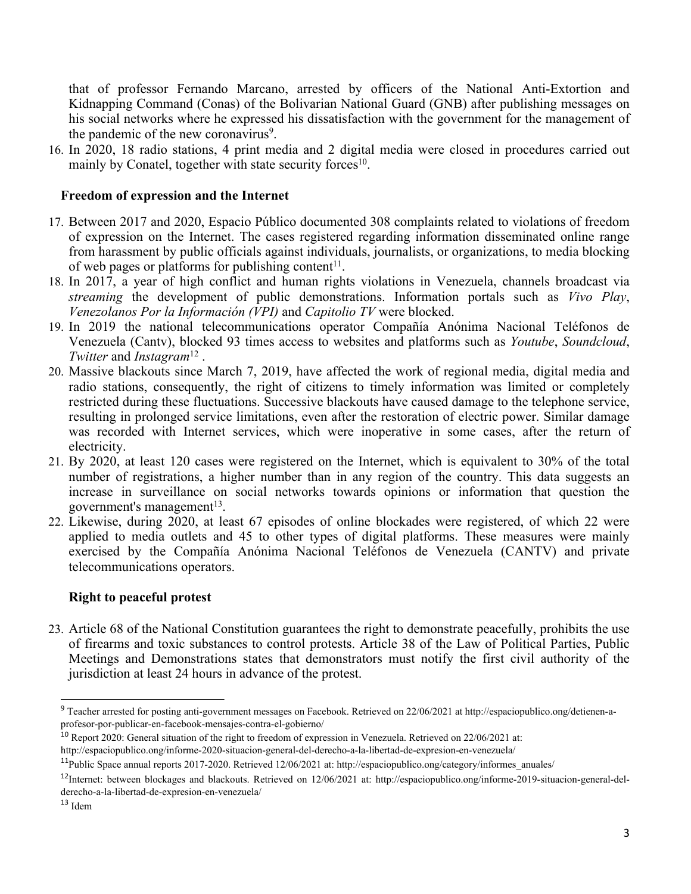that of professor Fernando Marcano, arrested by officers of the National Anti-Extortion and Kidnapping Command (Conas) of the Bolivarian National Guard (GNB) after publishing messages on his social networks where he expressed his dissatisfaction with the government for the management of the pandemic of the new coronavirus[9].

16. In 2020, 18 radio stations, 4 print media and 2 digital media were closed in procedures carried out mainly by Conatel, together with state security forces[10].

## Freedom of expression and the Internet

17. Between 2017 and 2020, Espacio Público documented 308 complaints related to violations of freedom of expression on the Internet. The cases registered regarding information disseminated online range from harassment by public officials against individuals, journalists, or organizations, to media blocking of web pages or platforms for publishing content[11].
18. In 2017, a year of high conflict and human rights violations in Venezuela, channels broadcast via *streaming* the development of public demonstrations. Information portals such as *Vivo Play*, *Venezolanos Por la Información (VPI)* and *Capitolio TV* were blocked.
19. In 2019 the national telecommunications operator Compañía Anónima Nacional Teléfonos de Venezuela (Cantv), blocked 93 times access to websites and platforms such as *Youtube*, *Soundcloud*, *Twitter* and *Instagram*[12] .
20. Massive blackouts since March 7, 2019, have affected the work of regional media, digital media and radio stations, consequently, the right of citizens to timely information was limited or completely restricted during these fluctuations. Successive blackouts have caused damage to the telephone service, resulting in prolonged service limitations, even after the restoration of electric power. Similar damage was recorded with Internet services, which were inoperative in some cases, after the return of electricity.
21. By 2020, at least 120 cases were registered on the Internet, which is equivalent to 30% of the total number of registrations, a higher number than in any region of the country. This data suggests an increase in surveillance on social networks towards opinions or information that question the government's management[13].
22. Likewise, during 2020, at least 67 episodes of online blockades were registered, of which 22 were applied to media outlets and 45 to other types of digital platforms. These measures were mainly exercised by the Compañía Anónima Nacional Teléfonos de Venezuela (CANTV) and private telecommunications operators.

## Right to peaceful protest

23. Article 68 of the National Constitution guarantees the right to demonstrate peacefully, prohibits the use of firearms and toxic substances to control protests. Article 38 of the Law of Political Parties, Public Meetings and Demonstrations states that demonstrators must notify the first civil authority of the jurisdiction at least 24 hours in advance of the protest.

---

[9] Teacher arrested for posting anti-government messages on Facebook. Retrieved on 22/06/2021 at http://espaciopublico.ong/detienen-a-profesor-por-publicar-en-facebook-mensajes-contra-el-gobierno/

[10] Report 2020: General situation of the right to freedom of expression in Venezuela. Retrieved on 22/06/2021 at: http://espaciopublico.ong/informe-2020-situacion-general-del-derecho-a-la-libertad-de-expresion-en-venezuela/

[11] Public Space annual reports 2017-2020. Retrieved 12/06/2021 at: http://espaciopublico.ong/category/informes_anuales/

[12] Internet: between blockages and blackouts. Retrieved on 12/06/2021 at: http://espaciopublico.ong/informe-2019-situacion-general-del-derecho-a-la-libertad-de-expresion-en-venezuela/

[13] Idem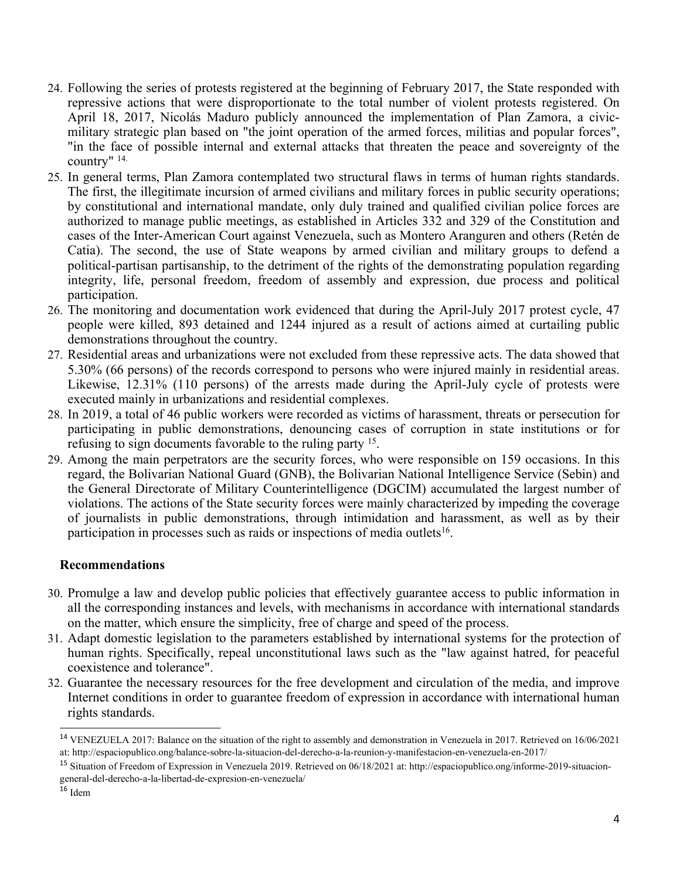24. Following the series of protests registered at the beginning of February 2017, the State responded with repressive actions that were disproportionate to the total number of violent protests registered. On April 18, 2017, Nicolás Maduro publicly announced the implementation of Plan Zamora, a civic-military strategic plan based on "the joint operation of the armed forces, militias and popular forces", "in the face of possible internal and external attacks that threaten the peace and sovereignty of the country" [14].
25. In general terms, Plan Zamora contemplated two structural flaws in terms of human rights standards. The first, the illegitimate incursion of armed civilians and military forces in public security operations; by constitutional and international mandate, only duly trained and qualified civilian police forces are authorized to manage public meetings, as established in Articles 332 and 329 of the Constitution and cases of the Inter-American Court against Venezuela, such as Montero Aranguren and others (Retén de Catia). The second, the use of State weapons by armed civilian and military groups to defend a political-partisan partisanship, to the detriment of the rights of the demonstrating population regarding integrity, life, personal freedom, freedom of assembly and expression, due process and political participation.
26. The monitoring and documentation work evidenced that during the April-July 2017 protest cycle, 47 people were killed, 893 detained and 1244 injured as a result of actions aimed at curtailing public demonstrations throughout the country.
27. Residential areas and urbanizations were not excluded from these repressive acts. The data showed that 5.30% (66 persons) of the records correspond to persons who were injured mainly in residential areas. Likewise, 12.31% (110 persons) of the arrests made during the April-July cycle of protests were executed mainly in urbanizations and residential complexes.
28. In 2019, a total of 46 public workers were recorded as victims of harassment, threats or persecution for participating in public demonstrations, denouncing cases of corruption in state institutions or for refusing to sign documents favorable to the ruling party [15].
29. Among the main perpetrators are the security forces, who were responsible on 159 occasions. In this regard, the Bolivarian National Guard (GNB), the Bolivarian National Intelligence Service (Sebin) and the General Directorate of Military Counterintelligence (DGCIM) accumulated the largest number of violations. The actions of the State security forces were mainly characterized by impeding the coverage of journalists in public demonstrations, through intimidation and harassment, as well as by their participation in processes such as raids or inspections of media outlets[16].

## Recommendations

30. Promulge a law and develop public policies that effectively guarantee access to public information in all the corresponding instances and levels, with mechanisms in accordance with international standards on the matter, which ensure the simplicity, free of charge and speed of the process.
31. Adapt domestic legislation to the parameters established by international systems for the protection of human rights. Specifically, repeal unconstitutional laws such as the "law against hatred, for peaceful coexistence and tolerance".
32. Guarantee the necessary resources for the free development and circulation of the media, and improve Internet conditions in order to guarantee freedom of expression in accordance with international human rights standards.

---

[14] VENEZUELA 2017: Balance on the situation of the right to assembly and demonstration in Venezuela in 2017. Retrieved on 16/06/2021 at: http://espaciopublico.ong/balance-sobre-la-situacion-del-derecho-a-la-reunion-y-manifestacion-en-venezuela-en-2017/

[15] Situation of Freedom of Expression in Venezuela 2019. Retrieved on 06/18/2021 at: http://espaciopublico.ong/informe-2019-situacion-general-del-derecho-a-la-libertad-de-expresion-en-venezuela/

[16] Idem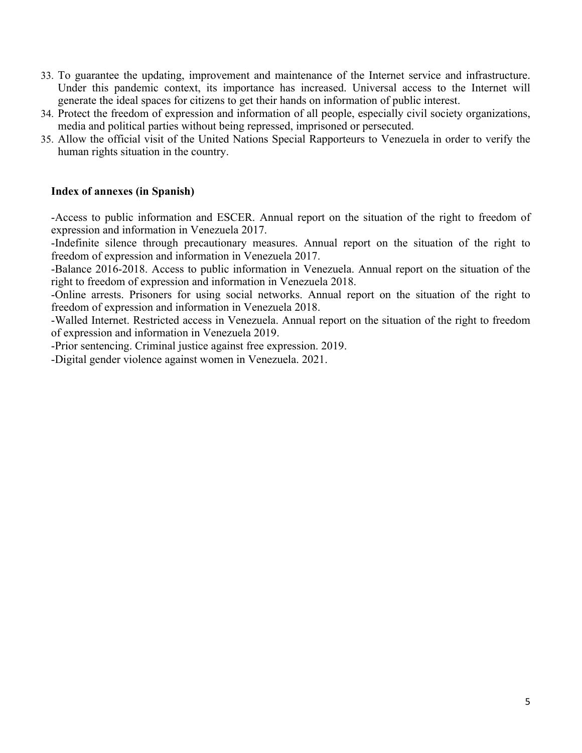33. To guarantee the updating, improvement and maintenance of the Internet service and infrastructure. Under this pandemic context, its importance has increased. Universal access to the Internet will generate the ideal spaces for citizens to get their hands on information of public interest.
34. Protect the freedom of expression and information of all people, especially civil society organizations, media and political parties without being repressed, imprisoned or persecuted.
35. Allow the official visit of the United Nations Special Rapporteurs to Venezuela in order to verify the human rights situation in the country.

**Index of annexes (in Spanish)**

-Access to public information and ESCER. Annual report on the situation of the right to freedom of expression and information in Venezuela 2017.

-Indefinite silence through precautionary measures. Annual report on the situation of the right to freedom of expression and information in Venezuela 2017.

-Balance 2016-2018. Access to public information in Venezuela. Annual report on the situation of the right to freedom of expression and information in Venezuela 2018.

-Online arrests. Prisoners for using social networks. Annual report on the situation of the right to freedom of expression and information in Venezuela 2018.

-Walled Internet. Restricted access in Venezuela. Annual report on the situation of the right to freedom of expression and information in Venezuela 2019.

-Prior sentencing. Criminal justice against free expression. 2019.

-Digital gender violence against women in Venezuela. 2021.